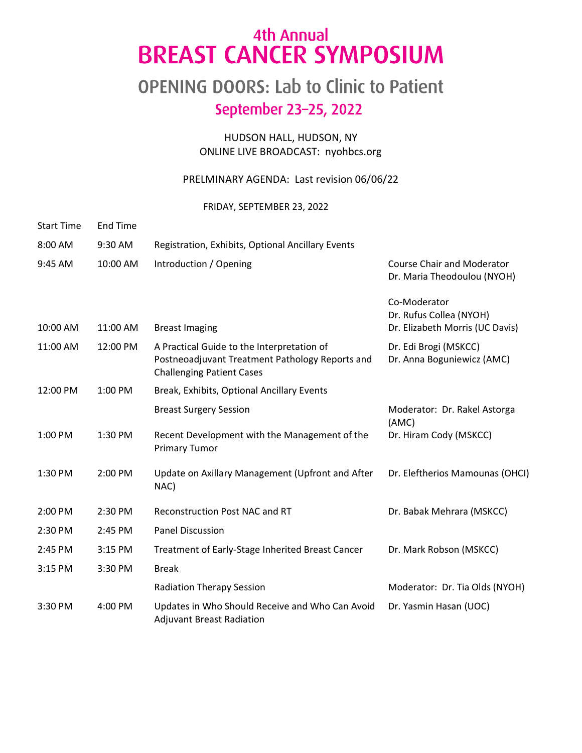# 4th Annual BREAST CANCER SYMPOSIUM

## OPENING DOORS: Lab to Clinic to Patient

## September 23–25, 2022

HUDSON HALL, HUDSON, NY
ONLINE LIVE BROADCAST: nyohbcs.org

PRELMINARY AGENDA: Last revision 06/06/22

FRIDAY, SEPTEMBER 23, 2022

| Start Time | End Time | | |
|---|---|---|---|
| 8:00 AM | 9:30 AM | Registration, Exhibits, Optional Ancillary Events | |
| 9:45 AM | 10:00 AM | Introduction / Opening | Course Chair and Moderator Dr. Maria Theodoulou (NYOH)<br><br>Co-Moderator Dr. Rufus Collea (NYOH) |
| 10:00 AM | 11:00 AM | Breast Imaging | Dr. Elizabeth Morris (UC Davis) |
| 11:00 AM | 12:00 PM | A Practical Guide to the Interpretation of Postneoadjuvant Treatment Pathology Reports and Challenging Patient Cases | Dr. Edi Brogi (MSKCC)<br>Dr. Anna Boguniewicz (AMC) |
| 12:00 PM | 1:00 PM | Break, Exhibits, Optional Ancillary Events | |
| | | Breast Surgery Session | Moderator: Dr. Rakel Astorga (AMC) |
| 1:00 PM | 1:30 PM | Recent Development with the Management of the Primary Tumor | Dr. Hiram Cody (MSKCC) |
| 1:30 PM | 2:00 PM | Update on Axillary Management (Upfront and After NAC) | Dr. Eleftherios Mamounas (OHCI) |
| 2:00 PM | 2:30 PM | Reconstruction Post NAC and RT | Dr. Babak Mehrara (MSKCC) |
| 2:30 PM | 2:45 PM | Panel Discussion | |
| 2:45 PM | 3:15 PM | Treatment of Early-Stage Inherited Breast Cancer | Dr. Mark Robson (MSKCC) |
| 3:15 PM | 3:30 PM | Break | |
| | | Radiation Therapy Session | Moderator: Dr. Tia Olds (NYOH) |
| 3:30 PM | 4:00 PM | Updates in Who Should Receive and Who Can Avoid Adjuvant Breast Radiation | Dr. Yasmin Hasan (UOC) |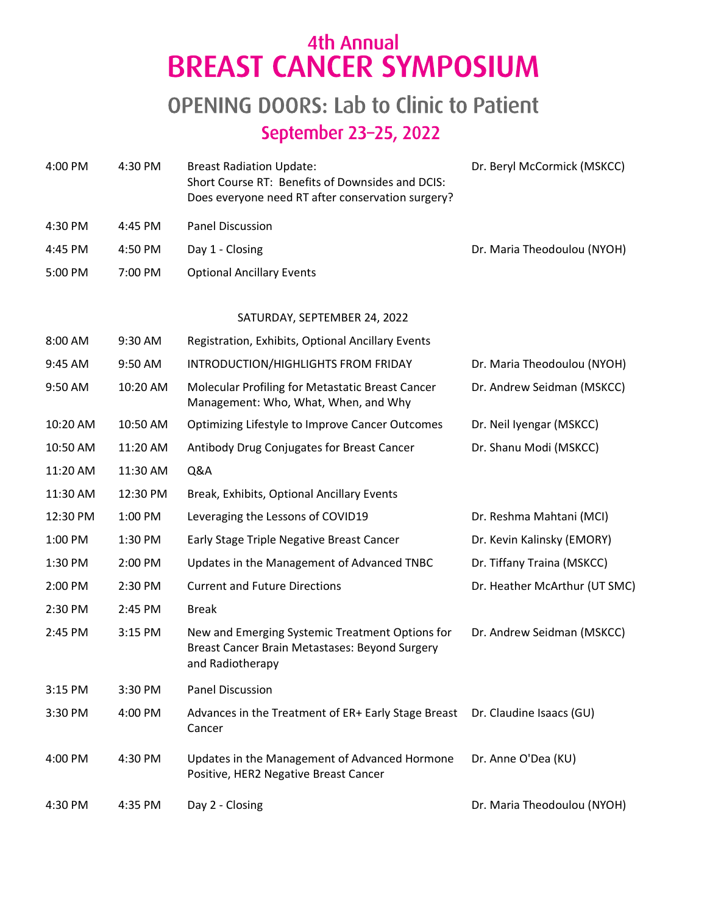# 4th Annual
# BREAST CANCER SYMPOSIUM

## OPENING DOORS: Lab to Clinic to Patient

### September 23–25, 2022

| | | | |
|---|---|---|---|
| 4:00 PM | 4:30 PM | Breast Radiation Update: Short Course RT: Benefits of Downsides and DCIS: Does everyone need RT after conservation surgery? | Dr. Beryl McCormick (MSKCC) |
| 4:30 PM | 4:45 PM | Panel Discussion | |
| 4:45 PM | 4:50 PM | Day 1 - Closing | Dr. Maria Theodoulou (NYOH) |
| 5:00 PM | 7:00 PM | Optional Ancillary Events | |

SATURDAY, SEPTEMBER 24, 2022

| | | | |
|---|---|---|---|
| 8:00 AM | 9:30 AM | Registration, Exhibits, Optional Ancillary Events | |
| 9:45 AM | 9:50 AM | INTRODUCTION/HIGHLIGHTS FROM FRIDAY | Dr. Maria Theodoulou (NYOH) |
| 9:50 AM | 10:20 AM | Molecular Profiling for Metastatic Breast Cancer Management: Who, What, When, and Why | Dr. Andrew Seidman (MSKCC) |
| 10:20 AM | 10:50 AM | Optimizing Lifestyle to Improve Cancer Outcomes | Dr. Neil Iyengar (MSKCC) |
| 10:50 AM | 11:20 AM | Antibody Drug Conjugates for Breast Cancer | Dr. Shanu Modi (MSKCC) |
| 11:20 AM | 11:30 AM | Q&A | |
| 11:30 AM | 12:30 PM | Break, Exhibits, Optional Ancillary Events | |
| 12:30 PM | 1:00 PM | Leveraging the Lessons of COVID19 | Dr. Reshma Mahtani (MCI) |
| 1:00 PM | 1:30 PM | Early Stage Triple Negative Breast Cancer | Dr. Kevin Kalinsky (EMORY) |
| 1:30 PM | 2:00 PM | Updates in the Management of Advanced TNBC | Dr. Tiffany Traina (MSKCC) |
| 2:00 PM | 2:30 PM | Current and Future Directions | Dr. Heather McArthur (UT SMC) |
| 2:30 PM | 2:45 PM | Break | |
| 2:45 PM | 3:15 PM | New and Emerging Systemic Treatment Options for Breast Cancer Brain Metastases: Beyond Surgery and Radiotherapy | Dr. Andrew Seidman (MSKCC) |
| 3:15 PM | 3:30 PM | Panel Discussion | |
| 3:30 PM | 4:00 PM | Advances in the Treatment of ER+ Early Stage Breast Cancer | Dr. Claudine Isaacs (GU) |
| 4:00 PM | 4:30 PM | Updates in the Management of Advanced Hormone Positive, HER2 Negative Breast Cancer | Dr. Anne O'Dea (KU) |
| 4:30 PM | 4:35 PM | Day 2 - Closing | Dr. Maria Theodoulou (NYOH) |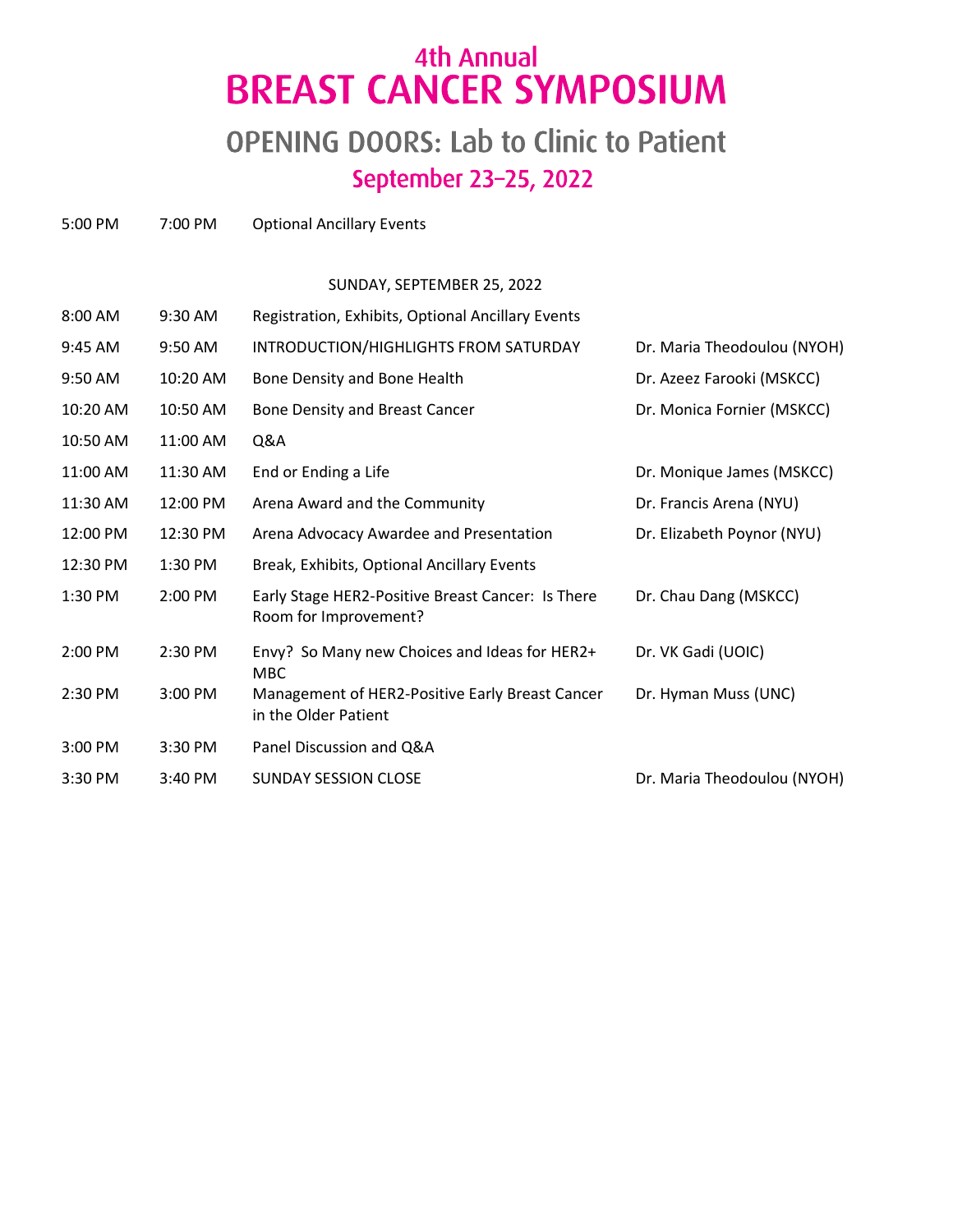# 4th Annual BREAST CANCER SYMPOSIUM

## OPENING DOORS: Lab to Clinic to Patient

### September 23–25, 2022

| | | | |
|---|---|---|---|
| 5:00 PM | 7:00 PM | Optional Ancillary Events | |

SUNDAY, SEPTEMBER 25, 2022

| | | | |
|---|---|---|---|
| 8:00 AM | 9:30 AM | Registration, Exhibits, Optional Ancillary Events | |
| 9:45 AM | 9:50 AM | INTRODUCTION/HIGHLIGHTS FROM SATURDAY | Dr. Maria Theodoulou (NYOH) |
| 9:50 AM | 10:20 AM | Bone Density and Bone Health | Dr. Azeez Farooki (MSKCC) |
| 10:20 AM | 10:50 AM | Bone Density and Breast Cancer | Dr. Monica Fornier (MSKCC) |
| 10:50 AM | 11:00 AM | Q&A | |
| 11:00 AM | 11:30 AM | End or Ending a Life | Dr. Monique James (MSKCC) |
| 11:30 AM | 12:00 PM | Arena Award and the Community | Dr. Francis Arena (NYU) |
| 12:00 PM | 12:30 PM | Arena Advocacy Awardee and Presentation | Dr. Elizabeth Poynor (NYU) |
| 12:30 PM | 1:30 PM | Break, Exhibits, Optional Ancillary Events | |
| 1:30 PM | 2:00 PM | Early Stage HER2-Positive Breast Cancer: Is There Room for Improvement? | Dr. Chau Dang (MSKCC) |
| 2:00 PM | 2:30 PM | Envy? So Many new Choices and Ideas for HER2+ MBC | Dr. VK Gadi (UOIC) |
| 2:30 PM | 3:00 PM | Management of HER2-Positive Early Breast Cancer in the Older Patient | Dr. Hyman Muss (UNC) |
| 3:00 PM | 3:30 PM | Panel Discussion and Q&A | |
| 3:30 PM | 3:40 PM | SUNDAY SESSION CLOSE | Dr. Maria Theodoulou (NYOH) |